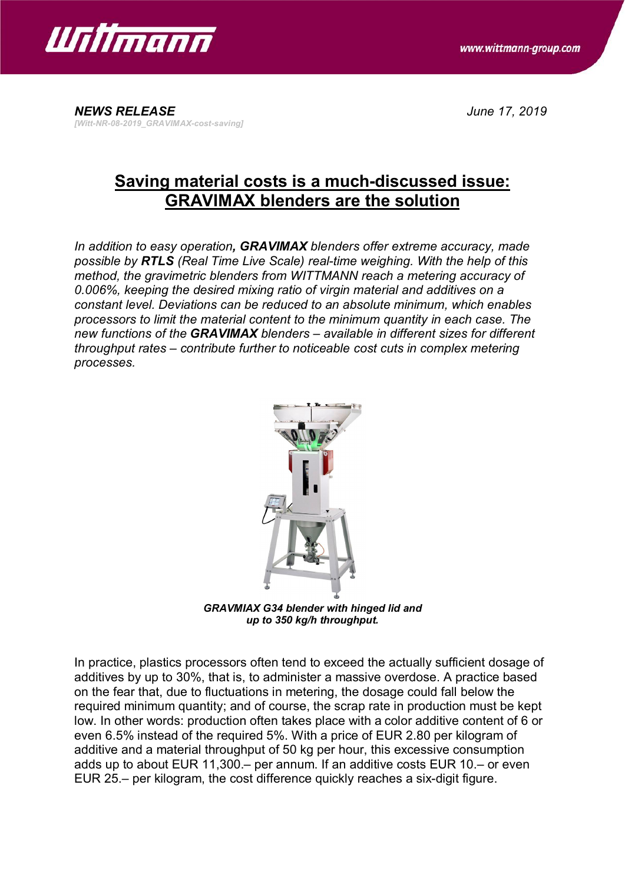*NEWS RELEASE* *June 17, 2019*

*[Witt-NR-08-2019_GRAVIMAX-cost-saving]*

# Saving material costs is a much-discussed issue: GRAVIMAX blenders are the solution

*In addition to easy operation**, GRAVIMAX** blenders offer extreme accuracy, made possible by **RTLS** (Real Time Live Scale) real-time weighing. With the help of this method, the gravimetric blenders from WITTMANN reach a metering accuracy of 0.006%, keeping the desired mixing ratio of virgin material and additives on a constant level. Deviations can be reduced to an absolute minimum, which enables processors to limit the material content to the minimum quantity in each case. The new functions of the **GRAVIMAX** blenders – available in different sizes for different throughput rates – contribute further to noticeable cost cuts in complex metering processes.*

***GRAVMIAX G34 blender with hinged lid and up to 350 kg/h throughput.***

In practice, plastics processors often tend to exceed the actually sufficient dosage of additives by up to 30%, that is, to administer a massive overdose. A practice based on the fear that, due to fluctuations in metering, the dosage could fall below the required minimum quantity; and of course, the scrap rate in production must be kept low. In other words: production often takes place with a color additive content of 6 or even 6.5% instead of the required 5%. With a price of EUR 2.80 per kilogram of additive and a material throughput of 50 kg per hour, this excessive consumption adds up to about EUR 11,300.– per annum. If an additive costs EUR 10.– or even EUR 25.– per kilogram, the cost difference quickly reaches a six-digit figure.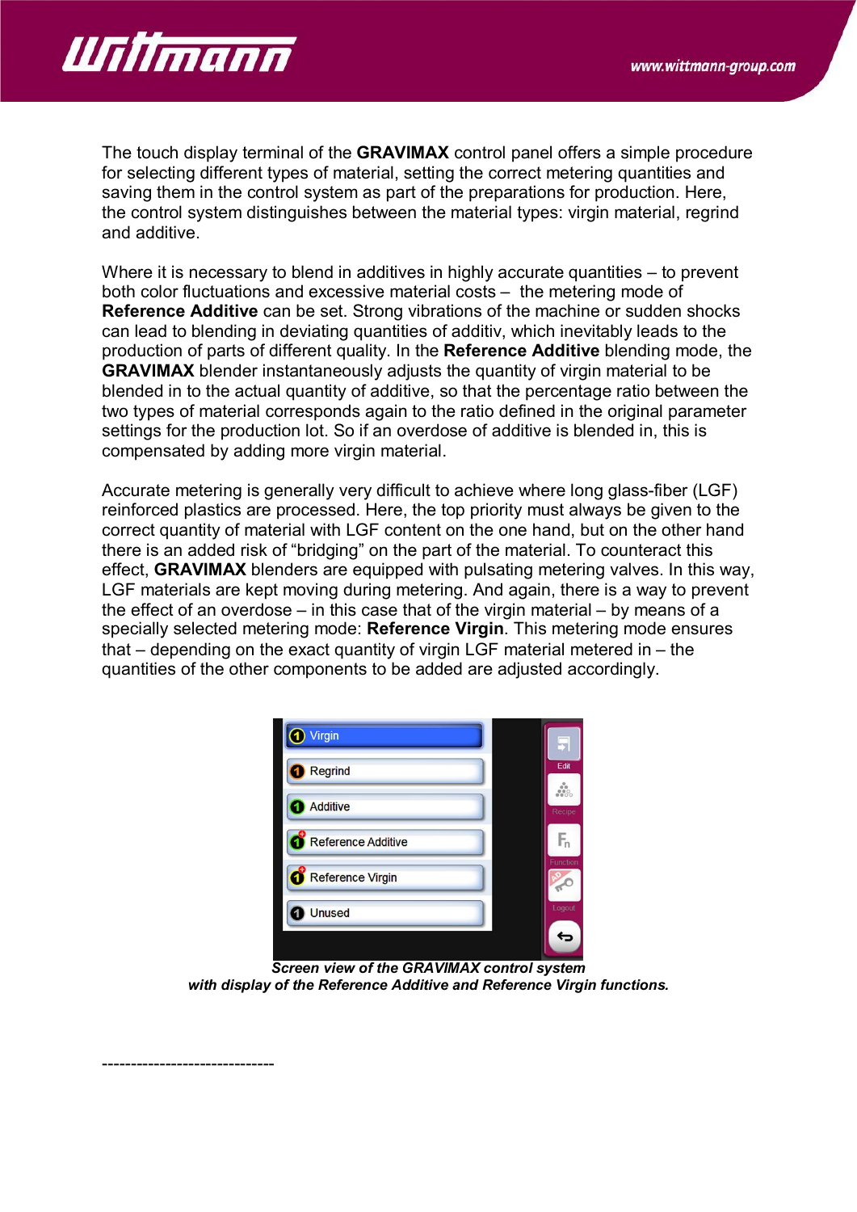The touch display terminal of the **GRAVIMAX** control panel offers a simple procedure for selecting different types of material, setting the correct metering quantities and saving them in the control system as part of the preparations for production. Here, the control system distinguishes between the material types: virgin material, regrind and additive.

Where it is necessary to blend in additives in highly accurate quantities – to prevent both color fluctuations and excessive material costs – the metering mode of **Reference Additive** can be set. Strong vibrations of the machine or sudden shocks can lead to blending in deviating quantities of additiv, which inevitably leads to the production of parts of different quality. In the **Reference Additive** blending mode, the **GRAVIMAX** blender instantaneously adjusts the quantity of virgin material to be blended in to the actual quantity of additive, so that the percentage ratio between the two types of material corresponds again to the ratio defined in the original parameter settings for the production lot. So if an overdose of additive is blended in, this is compensated by adding more virgin material.

Accurate metering is generally very difficult to achieve where long glass-fiber (LGF) reinforced plastics are processed. Here, the top priority must always be given to the correct quantity of material with LGF content on the one hand, but on the other hand there is an added risk of "bridging" on the part of the material. To counteract this effect, **GRAVIMAX** blenders are equipped with pulsating metering valves. In this way, LGF materials are kept moving during metering. And again, there is a way to prevent the effect of an overdose – in this case that of the virgin material – by means of a specially selected metering mode: **Reference Virgin**. This metering mode ensures that – depending on the exact quantity of virgin LGF material metered in – the quantities of the other components to be added are adjusted accordingly.

***Screen view of the GRAVIMAX control system with display of the Reference Additive and Reference Virgin functions.***

------------------------------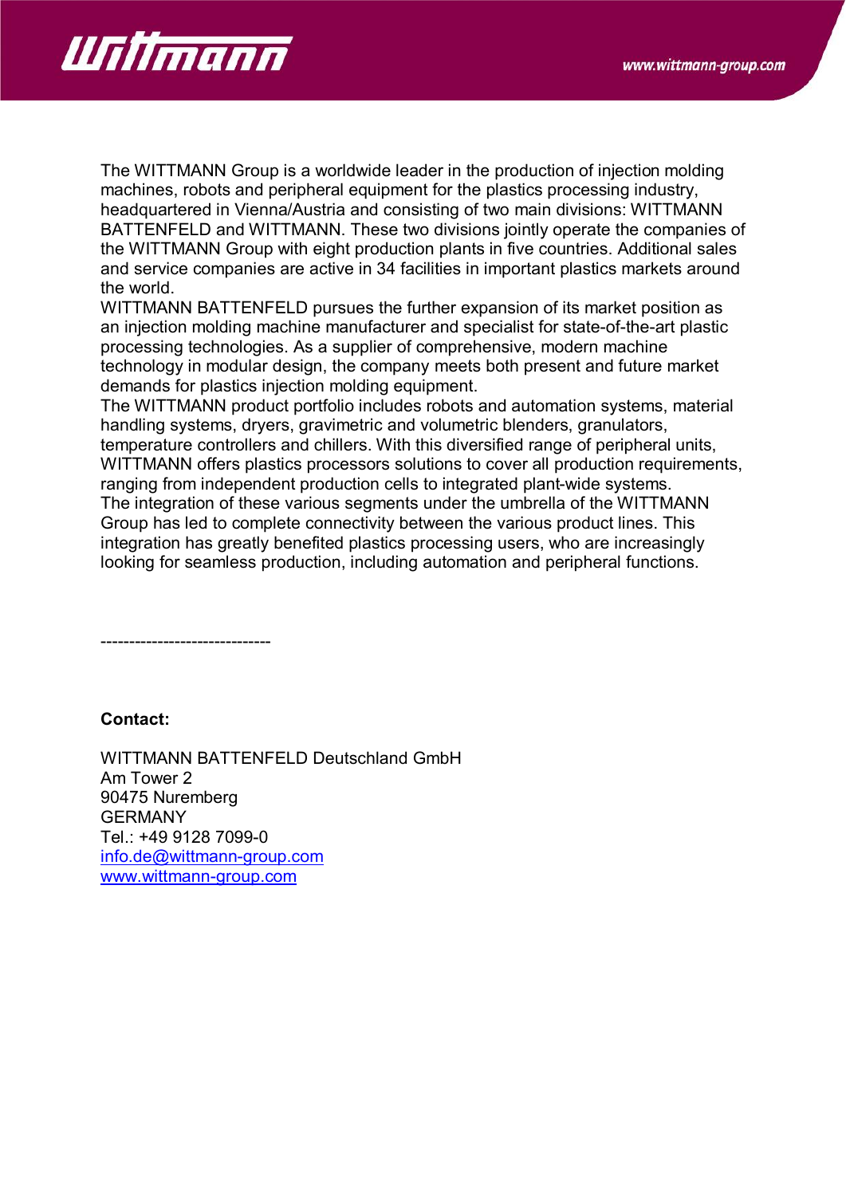The WITTMANN Group is a worldwide leader in the production of injection molding machines, robots and peripheral equipment for the plastics processing industry, headquartered in Vienna/Austria and consisting of two main divisions: WITTMANN BATTENFELD and WITTMANN. These two divisions jointly operate the companies of the WITTMANN Group with eight production plants in five countries. Additional sales and service companies are active in 34 facilities in important plastics markets around the world.

WITTMANN BATTENFELD pursues the further expansion of its market position as an injection molding machine manufacturer and specialist for state-of-the-art plastic processing technologies. As a supplier of comprehensive, modern machine technology in modular design, the company meets both present and future market demands for plastics injection molding equipment.

The WITTMANN product portfolio includes robots and automation systems, material handling systems, dryers, gravimetric and volumetric blenders, granulators, temperature controllers and chillers. With this diversified range of peripheral units, WITTMANN offers plastics processors solutions to cover all production requirements, ranging from independent production cells to integrated plant-wide systems.

The integration of these various segments under the umbrella of the WITTMANN Group has led to complete connectivity between the various product lines. This integration has greatly benefited plastics processing users, who are increasingly looking for seamless production, including automation and peripheral functions.

------------------------------

**Contact:**

WITTMANN BATTENFELD Deutschland GmbH
Am Tower 2
90475 Nuremberg
GERMANY
Tel.: +49 9128 7099-0
info.de@wittmann-group.com
www.wittmann-group.com